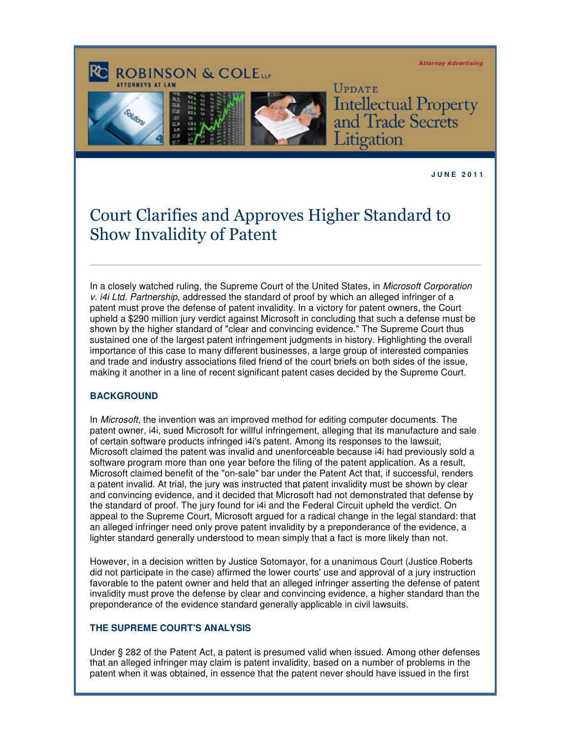ROBINSON & COLE LLP
ATTORNEYS AT LAW

Attorney Advertising

Update
Intellectual Property and Trade Secrets Litigation

JUNE 2011

# Court Clarifies and Approves Higher Standard to Show Invalidity of Patent

In a closely watched ruling, the Supreme Court of the United States, in *Microsoft Corporation v. i4i Ltd. Partnership*, addressed the standard of proof by which an alleged infringer of a patent must prove the defense of patent invalidity. In a victory for patent owners, the Court upheld a $290 million jury verdict against Microsoft in concluding that such a defense must be shown by the higher standard of "clear and convincing evidence." The Supreme Court thus sustained one of the largest patent infringement judgments in history. Highlighting the overall importance of this case to many different businesses, a large group of interested companies and trade and industry associations filed friend of the court briefs on both sides of the issue, making it another in a line of recent significant patent cases decided by the Supreme Court.

## BACKGROUND

In *Microsoft*, the invention was an improved method for editing computer documents. The patent owner, i4i, sued Microsoft for willful infringement, alleging that its manufacture and sale of certain software products infringed i4i's patent. Among its responses to the lawsuit, Microsoft claimed the patent was invalid and unenforceable because i4i had previously sold a software program more than one year before the filing of the patent application. As a result, Microsoft claimed benefit of the "on-sale" bar under the Patent Act that, if successful, renders a patent invalid. At trial, the jury was instructed that patent invalidity must be shown by clear and convincing evidence, and it decided that Microsoft had not demonstrated that defense by the standard of proof. The jury found for i4i and the Federal Circuit upheld the verdict. On appeal to the Supreme Court, Microsoft argued for a radical change in the legal standard: that an alleged infringer need only prove patent invalidity by a preponderance of the evidence, a lighter standard generally understood to mean simply that a fact is more likely than not.

However, in a decision written by Justice Sotomayor, for a unanimous Court (Justice Roberts did not participate in the case) affirmed the lower courts' use and approval of a jury instruction favorable to the patent owner and held that an alleged infringer asserting the defense of patent invalidity must prove the defense by clear and convincing evidence, a higher standard than the preponderance of the evidence standard generally applicable in civil lawsuits.

## THE SUPREME COURT'S ANALYSIS

Under § 282 of the Patent Act, a patent is presumed valid when issued. Among other defenses that an alleged infringer may claim is patent invalidity, based on a number of problems in the patent when it was obtained, in essence that the patent never should have issued in the first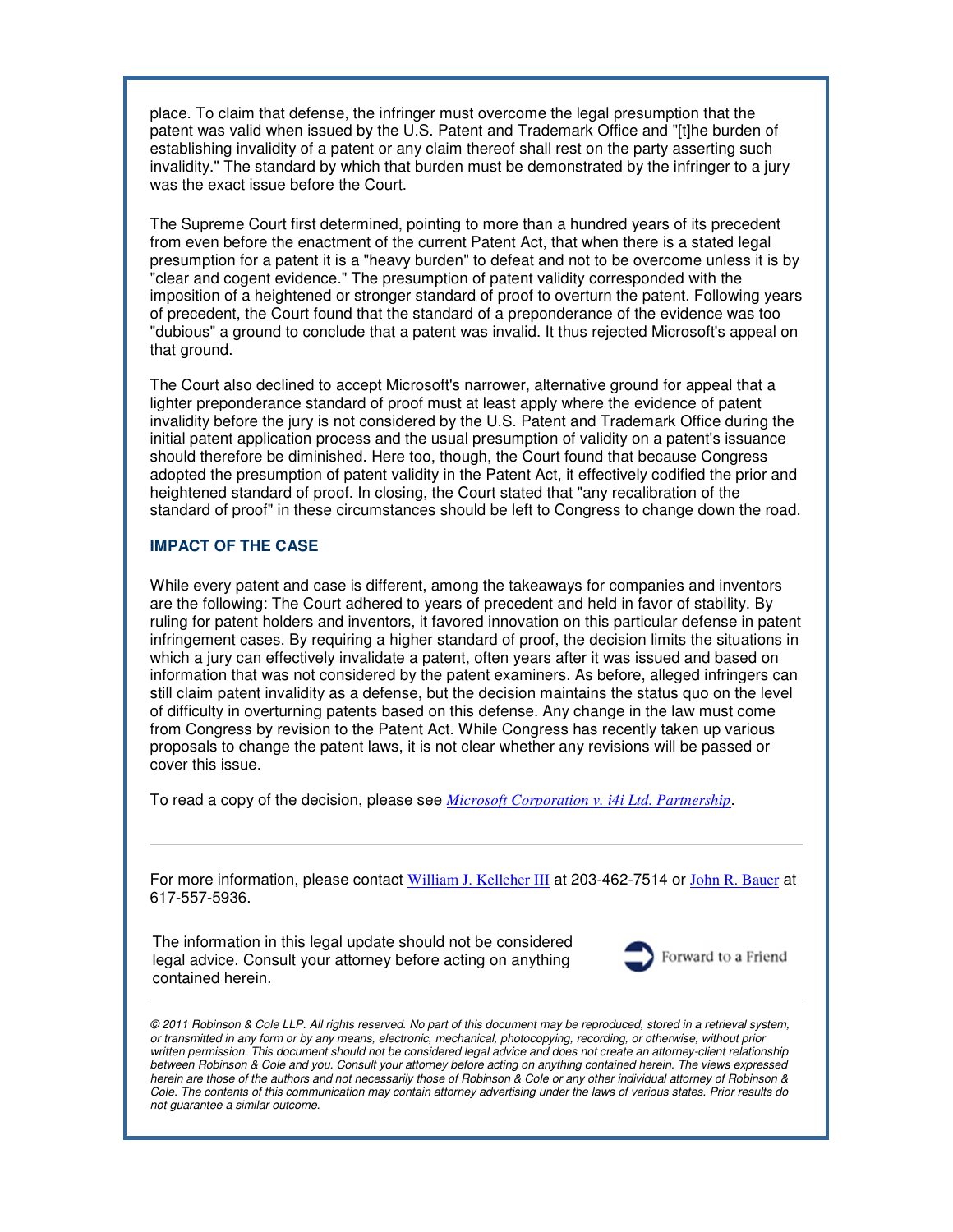place. To claim that defense, the infringer must overcome the legal presumption that the patent was valid when issued by the U.S. Patent and Trademark Office and "[t]he burden of establishing invalidity of a patent or any claim thereof shall rest on the party asserting such invalidity." The standard by which that burden must be demonstrated by the infringer to a jury was the exact issue before the Court.

The Supreme Court first determined, pointing to more than a hundred years of its precedent from even before the enactment of the current Patent Act, that when there is a stated legal presumption for a patent it is a "heavy burden" to defeat and not to be overcome unless it is by "clear and cogent evidence." The presumption of patent validity corresponded with the imposition of a heightened or stronger standard of proof to overturn the patent. Following years of precedent, the Court found that the standard of a preponderance of the evidence was too "dubious" a ground to conclude that a patent was invalid. It thus rejected Microsoft's appeal on that ground.

The Court also declined to accept Microsoft's narrower, alternative ground for appeal that a lighter preponderance standard of proof must at least apply where the evidence of patent invalidity before the jury is not considered by the U.S. Patent and Trademark Office during the initial patent application process and the usual presumption of validity on a patent's issuance should therefore be diminished. Here too, though, the Court found that because Congress adopted the presumption of patent validity in the Patent Act, it effectively codified the prior and heightened standard of proof. In closing, the Court stated that "any recalibration of the standard of proof" in these circumstances should be left to Congress to change down the road.

## IMPACT OF THE CASE

While every patent and case is different, among the takeaways for companies and inventors are the following: The Court adhered to years of precedent and held in favor of stability. By ruling for patent holders and inventors, it favored innovation on this particular defense in patent infringement cases. By requiring a higher standard of proof, the decision limits the situations in which a jury can effectively invalidate a patent, often years after it was issued and based on information that was not considered by the patent examiners. As before, alleged infringers can still claim patent invalidity as a defense, but the decision maintains the status quo on the level of difficulty in overturning patents based on this defense. Any change in the law must come from Congress by revision to the Patent Act. While Congress has recently taken up various proposals to change the patent laws, it is not clear whether any revisions will be passed or cover this issue.

To read a copy of the decision, please see *Microsoft Corporation v. i4i Ltd. Partnership*.

---

For more information, please contact William J. Kelleher III at 203-462-7514 or John R. Bauer at 617-557-5936.

The information in this legal update should not be considered legal advice. Consult your attorney before acting on anything contained herein.

Forward to a Friend

---

*© 2011 Robinson & Cole LLP. All rights reserved. No part of this document may be reproduced, stored in a retrieval system, or transmitted in any form or by any means, electronic, mechanical, photocopying, recording, or otherwise, without prior written permission. This document should not be considered legal advice and does not create an attorney-client relationship between Robinson & Cole and you. Consult your attorney before acting on anything contained herein. The views expressed herein are those of the authors and not necessarily those of Robinson & Cole or any other individual attorney of Robinson & Cole. The contents of this communication may contain attorney advertising under the laws of various states. Prior results do not guarantee a similar outcome.*